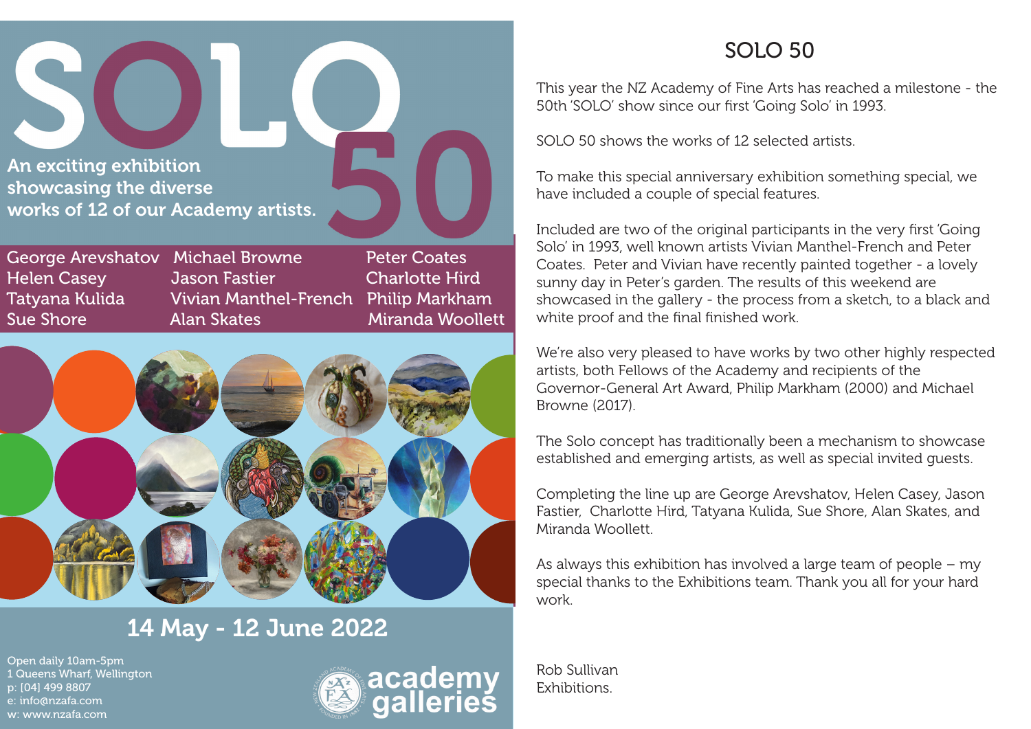# SOLO 50

An exciting exhibition showcasing the diverse works of 12 of our Academy artists.

George Arevshatov, Helen Casey, Tatyana Kulida, Sue Shore, Michael Browne, Jason Fastier, Vivian Manthel-French, Alan Skates, Peter Coates, Charlotte Hird, Philip Markham, Miranda Woollett

**14 May - 12 June 2022**

Open daily 10am-5pm
1 Queens Wharf, Wellington
p: [04] 499 8807
e: info@nzafa.com
w: www.nzafa.com

academy galleries

## SOLO 50

This year the NZ Academy of Fine Arts has reached a milestone - the 50th 'SOLO' show since our first 'Going Solo' in 1993.

SOLO 50 shows the works of 12 selected artists.

To make this special anniversary exhibition something special, we have included a couple of special features.

Included are two of the original participants in the very first 'Going Solo' in 1993, well known artists Vivian Manthel-French and Peter Coates. Peter and Vivian have recently painted together - a lovely sunny day in Peter's garden. The results of this weekend are showcased in the gallery - the process from a sketch, to a black and white proof and the final finished work.

We're also very pleased to have works by two other highly respected artists, both Fellows of the Academy and recipients of the Governor-General Art Award, Philip Markham (2000) and Michael Browne (2017).

The Solo concept has traditionally been a mechanism to showcase established and emerging artists, as well as special invited guests.

Completing the line up are George Arevshatov, Helen Casey, Jason Fastier, Charlotte Hird, Tatyana Kulida, Sue Shore, Alan Skates, and Miranda Woollett.

As always this exhibition has involved a large team of people – my special thanks to the Exhibitions team. Thank you all for your hard work.

Rob Sullivan
Exhibitions.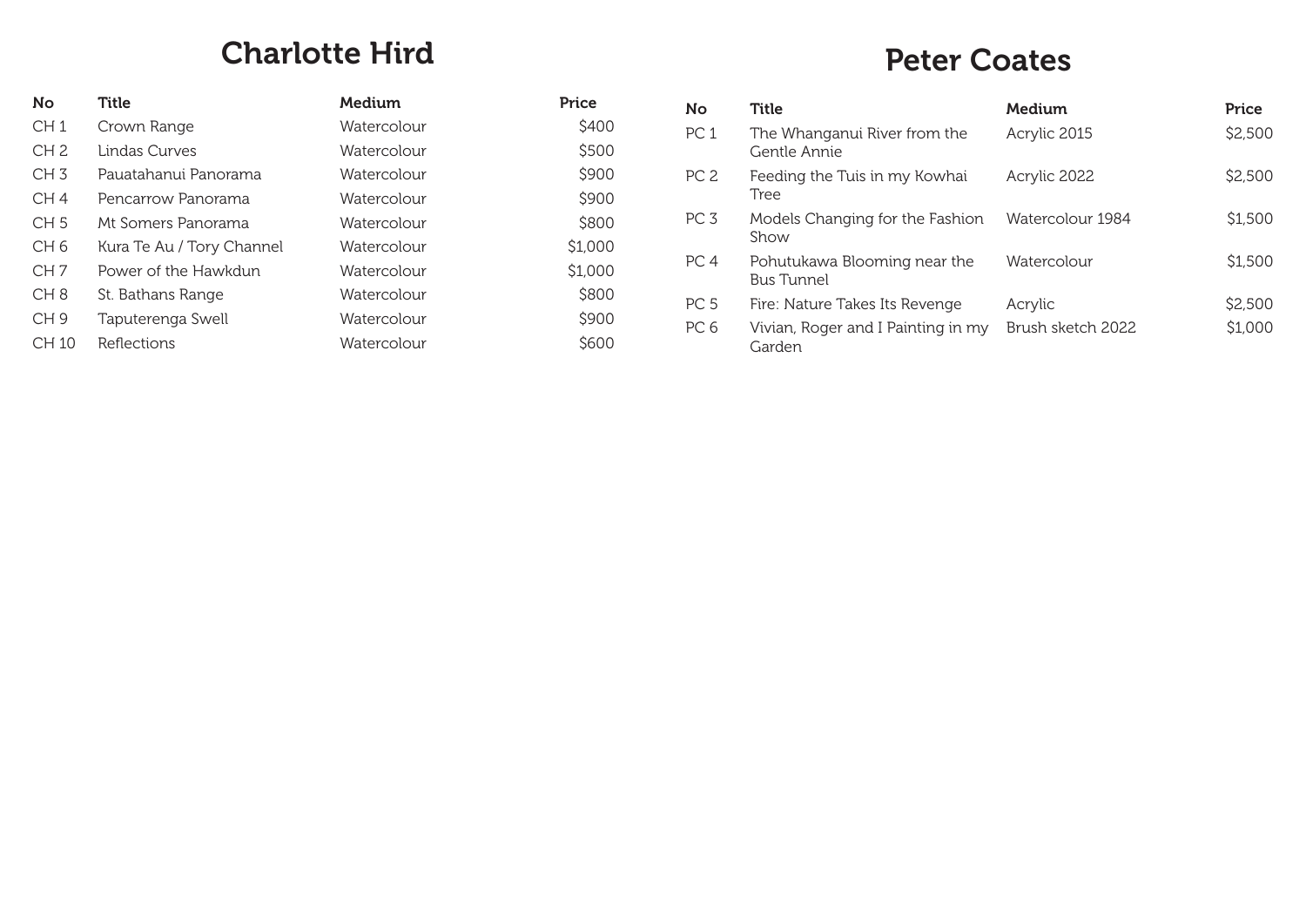## Charlotte Hird

| No | Title | Medium | Price |
|---|---|---|---|
| CH 1 | Crown Range | Watercolour | $400 |
| CH 2 | Lindas Curves | Watercolour | $500 |
| CH 3 | Pauatahanui Panorama | Watercolour | $900 |
| CH 4 | Pencarrow Panorama | Watercolour | $900 |
| CH 5 | Mt Somers Panorama | Watercolour | $800 |
| CH 6 | Kura Te Au / Tory Channel | Watercolour | $1,000 |
| CH 7 | Power of the Hawkdun | Watercolour | $1,000 |
| CH 8 | St. Bathans Range | Watercolour | $800 |
| CH 9 | Taputerenga Swell | Watercolour | $900 |
| CH 10 | Reflections | Watercolour | $600 |

## Peter Coates

| No | Title | Medium | Price |
|---|---|---|---|
| PC 1 | The Whanganui River from the Gentle Annie | Acrylic 2015 | $2,500 |
| PC 2 | Feeding the Tuis in my Kowhai Tree | Acrylic 2022 | $2,500 |
| PC 3 | Models Changing for the Fashion Show | Watercolour 1984 | $1,500 |
| PC 4 | Pohutukawa Blooming near the Bus Tunnel | Watercolour | $1,500 |
| PC 5 | Fire: Nature Takes Its Revenge | Acrylic | $2,500 |
| PC 6 | Vivian, Roger and I Painting in my Garden | Brush sketch 2022 | $1,000 |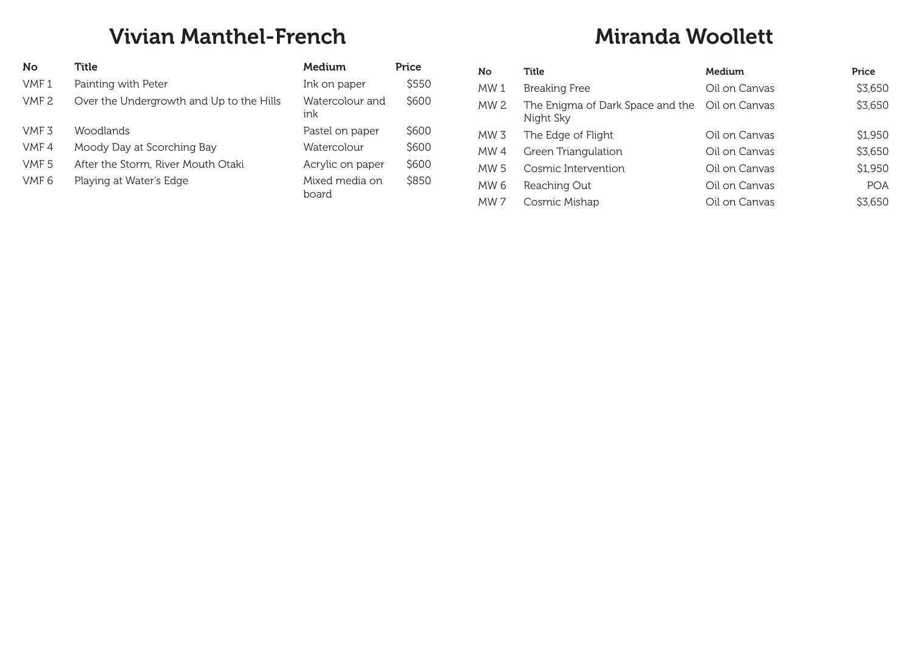## Vivian Manthel-French

| No | Title | Medium | Price |
|---|---|---|---|
| VMF 1 | Painting with Peter | Ink on paper | $550 |
| VMF 2 | Over the Undergrowth and Up to the Hills | Watercolour and ink | $600 |
| VMF 3 | Woodlands | Pastel on paper | $600 |
| VMF 4 | Moody Day at Scorching Bay | Watercolour | $600 |
| VMF 5 | After the Storm, River Mouth Otaki | Acrylic on paper | $600 |
| VMF 6 | Playing at Water's Edge | Mixed media on board | $850 |

## Miranda Woollett

| No | Title | Medium | Price |
|---|---|---|---|
| MW 1 | Breaking Free | Oil on Canvas | $3,650 |
| MW 2 | The Enigma of Dark Space and the Night Sky | Oil on Canvas | $3,650 |
| MW 3 | The Edge of Flight | Oil on Canvas | $1,950 |
| MW 4 | Green Triangulation | Oil on Canvas | $3,650 |
| MW 5 | Cosmic Intervention | Oil on Canvas | $1,950 |
| MW 6 | Reaching Out | Oil on Canvas | POA |
| MW 7 | Cosmic Mishap | Oil on Canvas | $3,650 |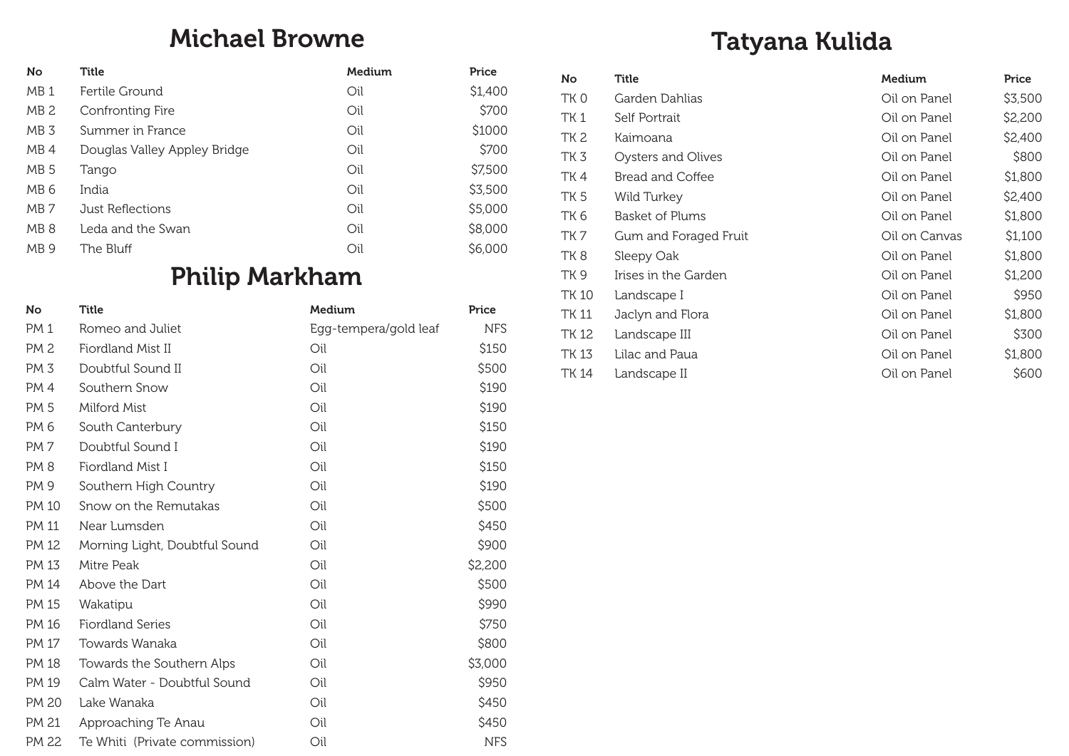## Michael Browne

| No | Title | Medium | Price |
|---|---|---|---|
| MB 1 | Fertile Ground | Oil | $1,400 |
| MB 2 | Confronting Fire | Oil | $700 |
| MB 3 | Summer in France | Oil | $1000 |
| MB 4 | Douglas Valley Appley Bridge | Oil | $700 |
| MB 5 | Tango | Oil | $7,500 |
| MB 6 | India | Oil | $3,500 |
| MB 7 | Just Reflections | Oil | $5,000 |
| MB 8 | Leda and the Swan | Oil | $8,000 |
| MB 9 | The Bluff | Oil | $6,000 |

## Philip Markham

| No | Title | Medium | Price |
|---|---|---|---|
| PM 1 | Romeo and Juliet | Egg-tempera/gold leaf | NFS |
| PM 2 | Fiordland Mist II | Oil | $150 |
| PM 3 | Doubtful Sound II | Oil | $500 |
| PM 4 | Southern Snow | Oil | $190 |
| PM 5 | Milford Mist | Oil | $190 |
| PM 6 | South Canterbury | Oil | $150 |
| PM 7 | Doubtful Sound I | Oil | $190 |
| PM 8 | Fiordland Mist I | Oil | $150 |
| PM 9 | Southern High Country | Oil | $190 |
| PM 10 | Snow on the Remutakas | Oil | $500 |
| PM 11 | Near Lumsden | Oil | $450 |
| PM 12 | Morning Light, Doubtful Sound | Oil | $900 |
| PM 13 | Mitre Peak | Oil | $2,200 |
| PM 14 | Above the Dart | Oil | $500 |
| PM 15 | Wakatipu | Oil | $990 |
| PM 16 | Fiordland Series | Oil | $750 |
| PM 17 | Towards Wanaka | Oil | $800 |
| PM 18 | Towards the Southern Alps | Oil | $3,000 |
| PM 19 | Calm Water - Doubtful Sound | Oil | $950 |
| PM 20 | Lake Wanaka | Oil | $450 |
| PM 21 | Approaching Te Anau | Oil | $450 |
| PM 22 | Te Whiti (Private commission) | Oil | NFS |

## Tatyana Kulida

| No | Title | Medium | Price |
|---|---|---|---|
| TK 0 | Garden Dahlias | Oil on Panel | $3,500 |
| TK 1 | Self Portrait | Oil on Panel | $2,200 |
| TK 2 | Kaimoana | Oil on Panel | $2,400 |
| TK 3 | Oysters and Olives | Oil on Panel | $800 |
| TK 4 | Bread and Coffee | Oil on Panel | $1,800 |
| TK 5 | Wild Turkey | Oil on Panel | $2,400 |
| TK 6 | Basket of Plums | Oil on Panel | $1,800 |
| TK 7 | Gum and Foraged Fruit | Oil on Canvas | $1,100 |
| TK 8 | Sleepy Oak | Oil on Panel | $1,800 |
| TK 9 | Irises in the Garden | Oil on Panel | $1,200 |
| TK 10 | Landscape I | Oil on Panel | $950 |
| TK 11 | Jaclyn and Flora | Oil on Panel | $1,800 |
| TK 12 | Landscape III | Oil on Panel | $300 |
| TK 13 | Lilac and Paua | Oil on Panel | $1,800 |
| TK 14 | Landscape II | Oil on Panel | $600 |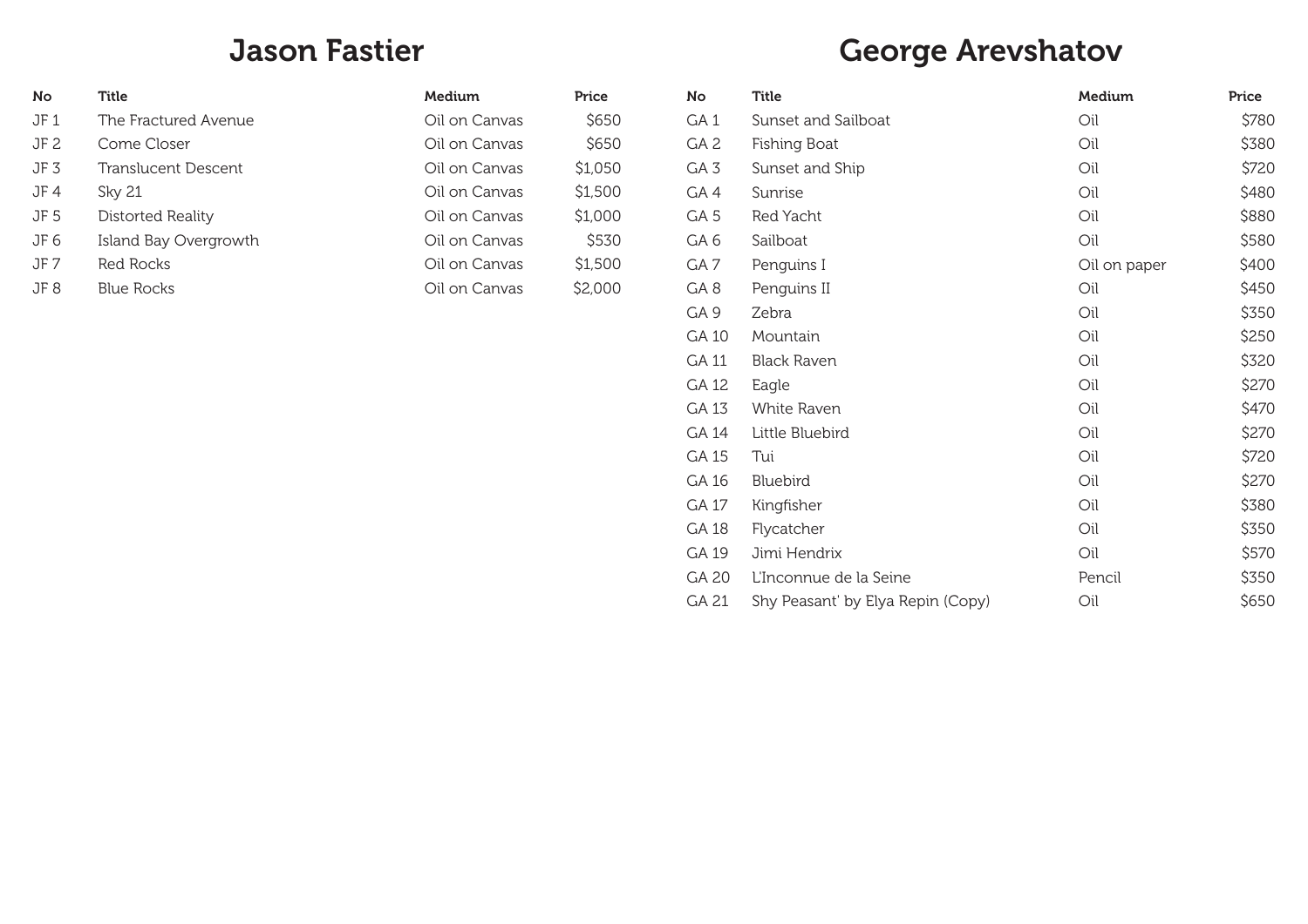## Jason Fastier

| No | Title | Medium | Price |
|---|---|---|---|
| JF 1 | The Fractured Avenue | Oil on Canvas | $650 |
| JF 2 | Come Closer | Oil on Canvas | $650 |
| JF 3 | Translucent Descent | Oil on Canvas | $1,050 |
| JF 4 | Sky 21 | Oil on Canvas | $1,500 |
| JF 5 | Distorted Reality | Oil on Canvas | $1,000 |
| JF 6 | Island Bay Overgrowth | Oil on Canvas | $530 |
| JF 7 | Red Rocks | Oil on Canvas | $1,500 |
| JF 8 | Blue Rocks | Oil on Canvas | $2,000 |

## George Arevshatov

| No | Title | Medium | Price |
|---|---|---|---|
| GA 1 | Sunset and Sailboat | Oil | $780 |
| GA 2 | Fishing Boat | Oil | $380 |
| GA 3 | Sunset and Ship | Oil | $720 |
| GA 4 | Sunrise | Oil | $480 |
| GA 5 | Red Yacht | Oil | $880 |
| GA 6 | Sailboat | Oil | $580 |
| GA 7 | Penguins I | Oil on paper | $400 |
| GA 8 | Penguins II | Oil | $450 |
| GA 9 | Zebra | Oil | $350 |
| GA 10 | Mountain | Oil | $250 |
| GA 11 | Black Raven | Oil | $320 |
| GA 12 | Eagle | Oil | $270 |
| GA 13 | White Raven | Oil | $470 |
| GA 14 | Little Bluebird | Oil | $270 |
| GA 15 | Tui | Oil | $720 |
| GA 16 | Bluebird | Oil | $270 |
| GA 17 | Kingfisher | Oil | $380 |
| GA 18 | Flycatcher | Oil | $350 |
| GA 19 | Jimi Hendrix | Oil | $570 |
| GA 20 | L'Inconnue de la Seine | Pencil | $350 |
| GA 21 | Shy Peasant' by Elya Repin (Copy) | Oil | $650 |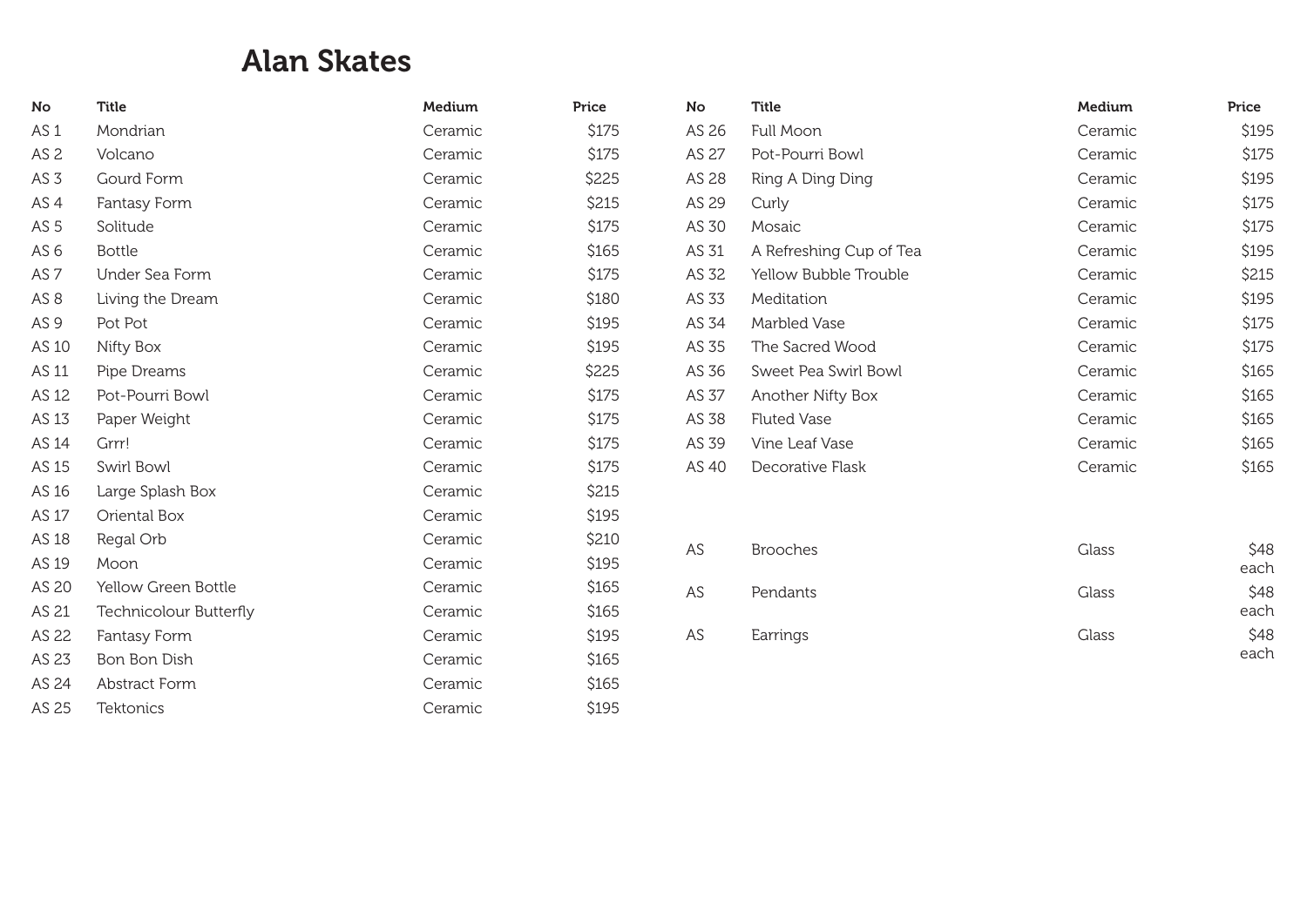# Alan Skates

| No | Title | Medium | Price |
|---|---|---|---|
| AS 1 | Mondrian | Ceramic | $175 |
| AS 2 | Volcano | Ceramic | $175 |
| AS 3 | Gourd Form | Ceramic | $225 |
| AS 4 | Fantasy Form | Ceramic | $215 |
| AS 5 | Solitude | Ceramic | $175 |
| AS 6 | Bottle | Ceramic | $165 |
| AS 7 | Under Sea Form | Ceramic | $175 |
| AS 8 | Living the Dream | Ceramic | $180 |
| AS 9 | Pot Pot | Ceramic | $195 |
| AS 10 | Nifty Box | Ceramic | $195 |
| AS 11 | Pipe Dreams | Ceramic | $225 |
| AS 12 | Pot-Pourri Bowl | Ceramic | $175 |
| AS 13 | Paper Weight | Ceramic | $175 |
| AS 14 | Grrr! | Ceramic | $175 |
| AS 15 | Swirl Bowl | Ceramic | $175 |
| AS 16 | Large Splash Box | Ceramic | $215 |
| AS 17 | Oriental Box | Ceramic | $195 |
| AS 18 | Regal Orb | Ceramic | $210 |
| AS 19 | Moon | Ceramic | $195 |
| AS 20 | Yellow Green Bottle | Ceramic | $165 |
| AS 21 | Technicolour Butterfly | Ceramic | $165 |
| AS 22 | Fantasy Form | Ceramic | $195 |
| AS 23 | Bon Bon Dish | Ceramic | $165 |
| AS 24 | Abstract Form | Ceramic | $165 |
| AS 25 | Tektonics | Ceramic | $195 |
| AS 26 | Full Moon | Ceramic | $195 |
| AS 27 | Pot-Pourri Bowl | Ceramic | $175 |
| AS 28 | Ring A Ding Ding | Ceramic | $195 |
| AS 29 | Curly | Ceramic | $175 |
| AS 30 | Mosaic | Ceramic | $175 |
| AS 31 | A Refreshing Cup of Tea | Ceramic | $195 |
| AS 32 | Yellow Bubble Trouble | Ceramic | $215 |
| AS 33 | Meditation | Ceramic | $195 |
| AS 34 | Marbled Vase | Ceramic | $175 |
| AS 35 | The Sacred Wood | Ceramic | $175 |
| AS 36 | Sweet Pea Swirl Bowl | Ceramic | $165 |
| AS 37 | Another Nifty Box | Ceramic | $165 |
| AS 38 | Fluted Vase | Ceramic | $165 |
| AS 39 | Vine Leaf Vase | Ceramic | $165 |
| AS 40 | Decorative Flask | Ceramic | $165 |
| AS | Brooches | Glass | $48 each |
| AS | Pendants | Glass | $48 each |
| AS | Earrings | Glass | $48 each |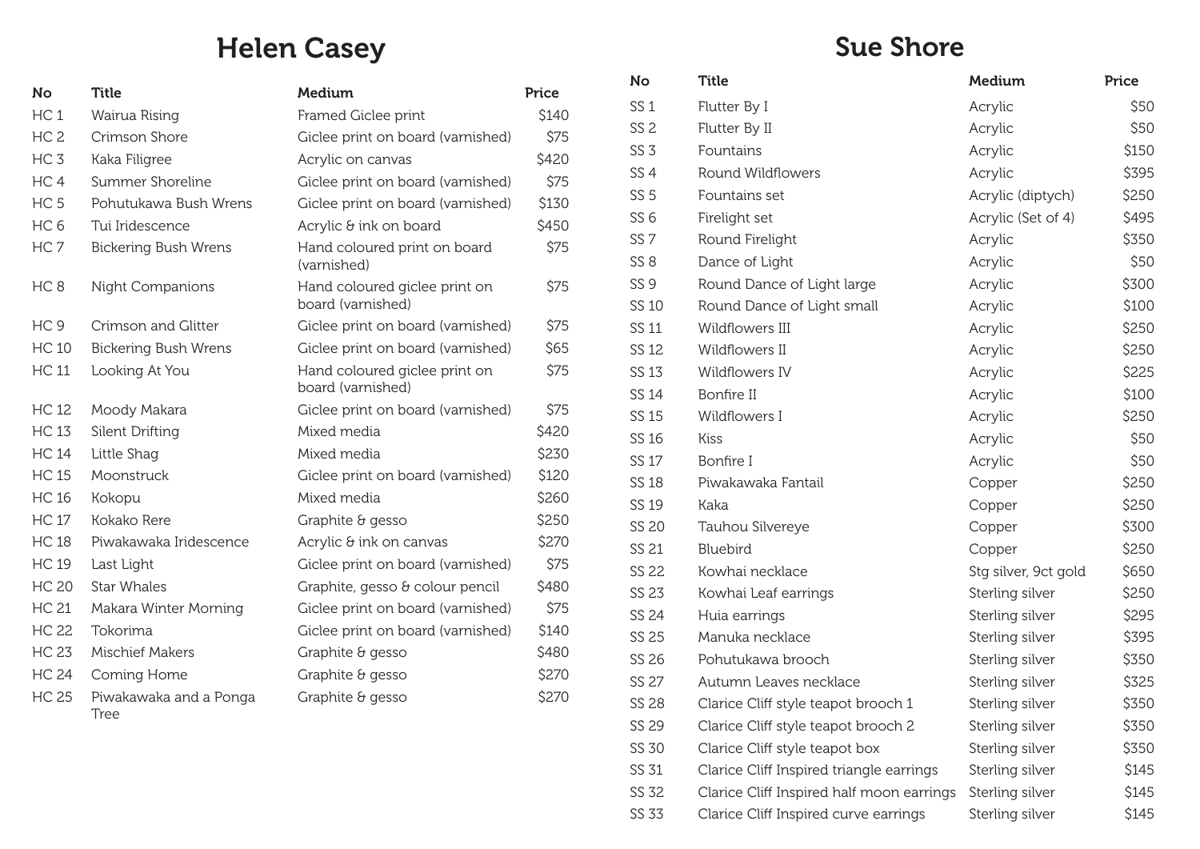## Helen Casey

| No | Title | Medium | Price |
|---|---|---|---|
| HC 1 | Wairua Rising | Framed Giclee print | $140 |
| HC 2 | Crimson Shore | Giclee print on board (varnished) | $75 |
| HC 3 | Kaka Filigree | Acrylic on canvas | $420 |
| HC 4 | Summer Shoreline | Giclee print on board (varnished) | $75 |
| HC 5 | Pohutukawa Bush Wrens | Giclee print on board (varnished) | $130 |
| HC 6 | Tui Iridescence | Acrylic & ink on board | $450 |
| HC 7 | Bickering Bush Wrens | Hand coloured print on board (varnished) | $75 |
| HC 8 | Night Companions | Hand coloured giclee print on board (varnished) | $75 |
| HC 9 | Crimson and Glitter | Giclee print on board (varnished) | $75 |
| HC 10 | Bickering Bush Wrens | Giclee print on board (varnished) | $65 |
| HC 11 | Looking At You | Hand coloured giclee print on board (varnished) | $75 |
| HC 12 | Moody Makara | Giclee print on board (varnished) | $75 |
| HC 13 | Silent Drifting | Mixed media | $420 |
| HC 14 | Little Shag | Mixed media | $230 |
| HC 15 | Moonstruck | Giclee print on board (varnished) | $120 |
| HC 16 | Kokopu | Mixed media | $260 |
| HC 17 | Kokako Rere | Graphite & gesso | $250 |
| HC 18 | Piwakawaka Iridescence | Acrylic & ink on canvas | $270 |
| HC 19 | Last Light | Giclee print on board (varnished) | $75 |
| HC 20 | Star Whales | Graphite, gesso & colour pencil | $480 |
| HC 21 | Makara Winter Morning | Giclee print on board (varnished) | $75 |
| HC 22 | Tokorima | Giclee print on board (varnished) | $140 |
| HC 23 | Mischief Makers | Graphite & gesso | $480 |
| HC 24 | Coming Home | Graphite & gesso | $270 |
| HC 25 | Piwakawaka and a Ponga Tree | Graphite & gesso | $270 |

## Sue Shore

| No | Title | Medium | Price |
|---|---|---|---|
| SS 1 | Flutter By I | Acrylic | $50 |
| SS 2 | Flutter By II | Acrylic | $50 |
| SS 3 | Fountains | Acrylic | $150 |
| SS 4 | Round Wildflowers | Acrylic | $395 |
| SS 5 | Fountains set | Acrylic (diptych) | $250 |
| SS 6 | Firelight set | Acrylic (Set of 4) | $495 |
| SS 7 | Round Firelight | Acrylic | $350 |
| SS 8 | Dance of Light | Acrylic | $50 |
| SS 9 | Round Dance of Light large | Acrylic | $300 |
| SS 10 | Round Dance of Light small | Acrylic | $100 |
| SS 11 | Wildflowers III | Acrylic | $250 |
| SS 12 | Wildflowers II | Acrylic | $250 |
| SS 13 | Wildflowers IV | Acrylic | $225 |
| SS 14 | Bonfire II | Acrylic | $100 |
| SS 15 | Wildflowers I | Acrylic | $250 |
| SS 16 | Kiss | Acrylic | $50 |
| SS 17 | Bonfire I | Acrylic | $50 |
| SS 18 | Piwakawaka Fantail | Copper | $250 |
| SS 19 | Kaka | Copper | $250 |
| SS 20 | Tauhou Silvereye | Copper | $300 |
| SS 21 | Bluebird | Copper | $250 |
| SS 22 | Kowhai necklace | Stg silver, 9ct gold | $650 |
| SS 23 | Kowhai Leaf earrings | Sterling silver | $250 |
| SS 24 | Huia earrings | Sterling silver | $295 |
| SS 25 | Manuka necklace | Sterling silver | $395 |
| SS 26 | Pohutukawa brooch | Sterling silver | $350 |
| SS 27 | Autumn Leaves necklace | Sterling silver | $325 |
| SS 28 | Clarice Cliff style teapot brooch 1 | Sterling silver | $350 |
| SS 29 | Clarice Cliff style teapot brooch 2 | Sterling silver | $350 |
| SS 30 | Clarice Cliff style teapot box | Sterling silver | $350 |
| SS 31 | Clarice Cliff Inspired triangle earrings | Sterling silver | $145 |
| SS 32 | Clarice Cliff Inspired half moon earrings | Sterling silver | $145 |
| SS 33 | Clarice Cliff Inspired curve earrings | Sterling silver | $145 |